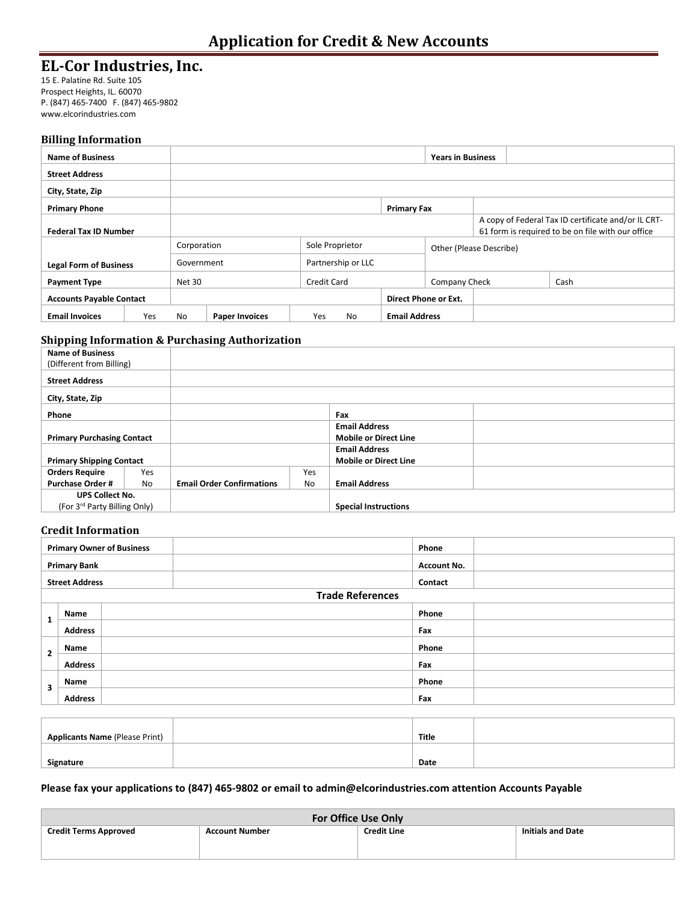# Application for Credit & New Accounts

## EL-Cor Industries, Inc.

15 E. Palatine Rd. Suite 105
Prospect Heights, IL. 60070
P. (847) 465-7400 F. (847) 465-9802
www.elcorindustries.com

### Billing Information

| | | | | | |
|---|---|---|---|---|---|
| **Name of Business** | | | | **Years in Business** | |
| **Street Address** | | | | | |
| **City, State, Zip** | | | | | |
| **Primary Phone** | | | **Primary Fax** | | |
| **Federal Tax ID Number** | | | | A copy of Federal Tax ID certificate and/or IL CRT-61 form is required to be on file with our office | |
| **Legal Form of Business** | Corporation | Sole Proprietor | | Other (Please Describe) | |
| | Government | Partnership or LLC | | | |
| **Payment Type** | Net 30 | Credit Card | | Company Check | Cash |
| **Accounts Payable Contact** | | | **Direct Phone or Ext.** | | |
| **Email Invoices** Yes No | | **Paper Invoices** Yes No | **Email Address** | | |

### Shipping Information & Purchasing Authorization

| | | | | |
|---|---|---|---|---|
| **Name of Business** (Different from Billing) | | | | |
| **Street Address** | | | | |
| **City, State, Zip** | | | | |
| **Phone** | | | **Fax** | |
| **Primary Purchasing Contact** | | | **Email Address** **Mobile or Direct Line** | |
| **Primary Shipping Contact** | | | **Email Address** **Mobile or Direct Line** | |
| **Orders Require Purchase Order #** Yes No | **Email Order Confirmations** | Yes No | **Email Address** | |
| **UPS Collect No.** (For 3rd Party Billing Only) | | | **Special Instructions** | |

### Credit Information

| | | | |
|---|---|---|---|
| **Primary Owner of Business** | | **Phone** | |
| **Primary Bank** | | **Account No.** | |
| **Street Address** | | **Contact** | |

**Trade References**

| | | | | |
|---|---|---|---|---|
| 1 | **Name** | | **Phone** | |
| | **Address** | | **Fax** | |
| 2 | **Name** | | **Phone** | |
| | **Address** | | **Fax** | |
| 3 | **Name** | | **Phone** | |
| | **Address** | | **Fax** | |

| | | | |
|---|---|---|---|
| **Applicants Name** (Please Print) | | **Title** | |
| **Signature** | | **Date** | |

**Please fax your applications to (847) 465-9802 or email to admin@elcorindustries.com attention Accounts Payable**

| For Office Use Only | | | |
|---|---|---|---|
| **Credit Terms Approved** | **Account Number** | **Credit Line** | **Initials and Date** |
| | | | |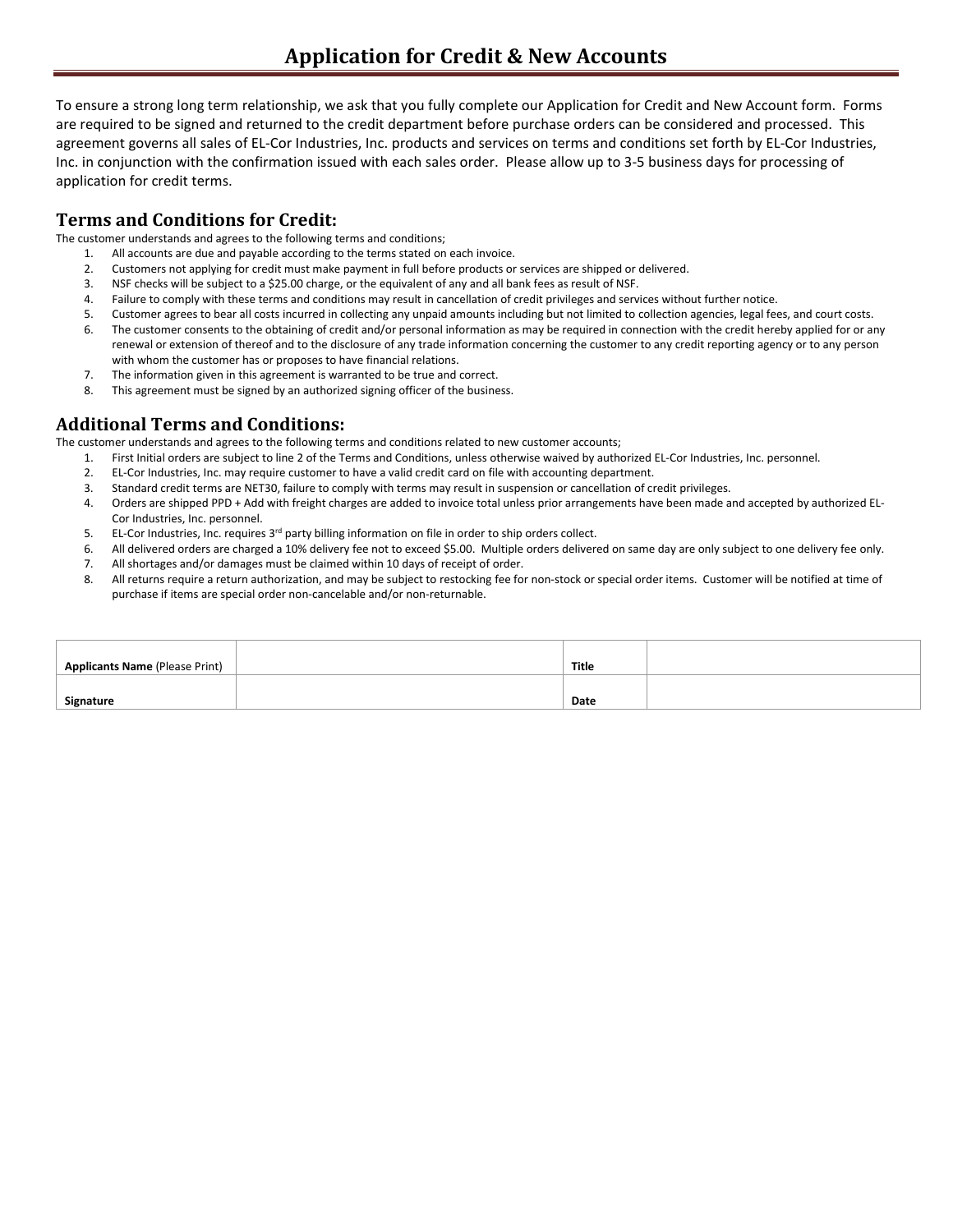# Application for Credit & New Accounts

To ensure a strong long term relationship, we ask that you fully complete our Application for Credit and New Account form. Forms are required to be signed and returned to the credit department before purchase orders can be considered and processed. This agreement governs all sales of EL-Cor Industries, Inc. products and services on terms and conditions set forth by EL-Cor Industries, Inc. in conjunction with the confirmation issued with each sales order. Please allow up to 3-5 business days for processing of application for credit terms.

## Terms and Conditions for Credit:

The customer understands and agrees to the following terms and conditions;

1. All accounts are due and payable according to the terms stated on each invoice.
2. Customers not applying for credit must make payment in full before products or services are shipped or delivered.
3. NSF checks will be subject to a $25.00 charge, or the equivalent of any and all bank fees as result of NSF.
4. Failure to comply with these terms and conditions may result in cancellation of credit privileges and services without further notice.
5. Customer agrees to bear all costs incurred in collecting any unpaid amounts including but not limited to collection agencies, legal fees, and court costs.
6. The customer consents to the obtaining of credit and/or personal information as may be required in connection with the credit hereby applied for or any renewal or extension of thereof and to the disclosure of any trade information concerning the customer to any credit reporting agency or to any person with whom the customer has or proposes to have financial relations.
7. The information given in this agreement is warranted to be true and correct.
8. This agreement must be signed by an authorized signing officer of the business.

## Additional Terms and Conditions:

The customer understands and agrees to the following terms and conditions related to new customer accounts;

1. First Initial orders are subject to line 2 of the Terms and Conditions, unless otherwise waived by authorized EL-Cor Industries, Inc. personnel.
2. EL-Cor Industries, Inc. may require customer to have a valid credit card on file with accounting department.
3. Standard credit terms are NET30, failure to comply with terms may result in suspension or cancellation of credit privileges.
4. Orders are shipped PPD + Add with freight charges are added to invoice total unless prior arrangements have been made and accepted by authorized EL-Cor Industries, Inc. personnel.
5. EL-Cor Industries, Inc. requires 3rd party billing information on file in order to ship orders collect.
6. All delivered orders are charged a 10% delivery fee not to exceed $5.00. Multiple orders delivered on same day are only subject to one delivery fee only.
7. All shortages and/or damages must be claimed within 10 days of receipt of order.
8. All returns require a return authorization, and may be subject to restocking fee for non-stock or special order items. Customer will be notified at time of purchase if items are special order non-cancelable and/or non-returnable.

| | | | |
|---|---|---|---|
| **Applicants Name** (Please Print) | | **Title** | |
| **Signature** | | **Date** | |